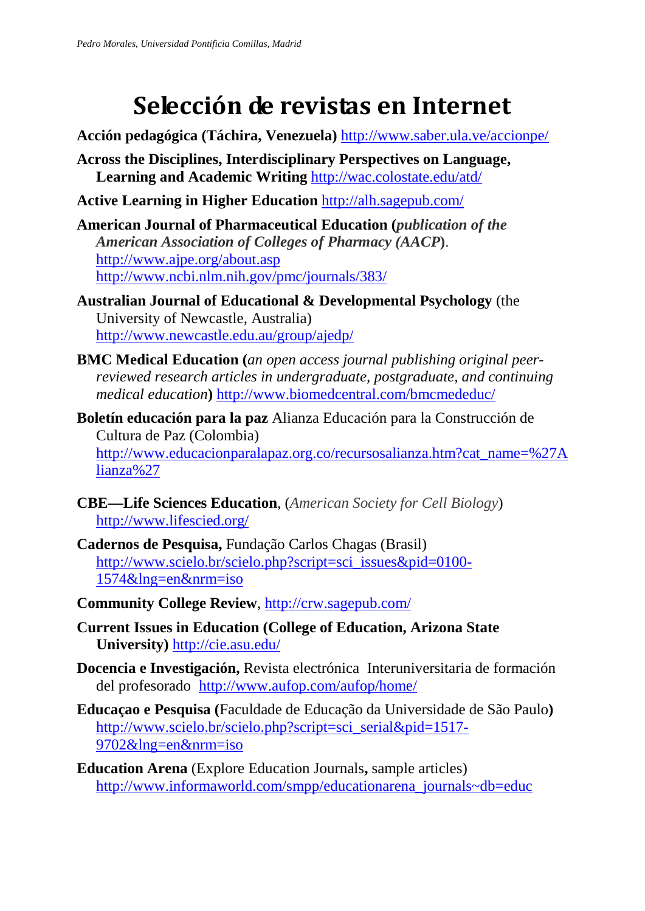# Selección de revistas en Internet

**Acción pedagógica (Táchira, Venezuela)** http://www.saber.ula.ve/accionpe/

**Across the Disciplines, Interdisciplinary Perspectives on Language, Learning and Academic Writing** http://wac.colostate.edu/atd/

**Active Learning in Higher Education** http://alh.sagepub.com/

**American Journal of Pharmaceutical Education (*publication of the American Association of Colleges of Pharmacy (AACP*)**.
http://www.ajpe.org/about.asp
http://www.ncbi.nlm.nih.gov/pmc/journals/383/

**Australian Journal of Educational & Developmental Psychology** (the University of Newcastle, Australia)
http://www.newcastle.edu.au/group/ajedp/

**BMC Medical Education (***an open access journal publishing original peer-reviewed research articles in undergraduate, postgraduate, and continuing medical education***)** http://www.biomedcentral.com/bmcmededuc/

**Boletín educación para la paz** Alianza Educación para la Construcción de Cultura de Paz (Colombia)
http://www.educacionparalapaz.org.co/recursosalianza.htm?cat_name=%27Alianza%27

**CBE—Life Sciences Education**, (*American Society for Cell Biology*)
http://www.lifescied.org/

**Cadernos de Pesquisa,** Fundação Carlos Chagas (Brasil)
http://www.scielo.br/scielo.php?script=sci_issues&pid=0100-1574&lng=en&nrm=iso

**Community College Review**, http://crw.sagepub.com/

**Current Issues in Education (College of Education, Arizona State University)** http://cie.asu.edu/

**Docencia e Investigación,** Revista electrónica Interuniversitaria de formación del profesorado http://www.aufop.com/aufop/home/

**Educaçao e Pesquisa (**Faculdade de Educação da Universidade de São Paulo**)**
http://www.scielo.br/scielo.php?script=sci_serial&pid=1517-9702&lng=en&nrm=iso

**Education Arena** (Explore Education Journals**,** sample articles)
http://www.informaworld.com/smpp/educationarena_journals~db=educ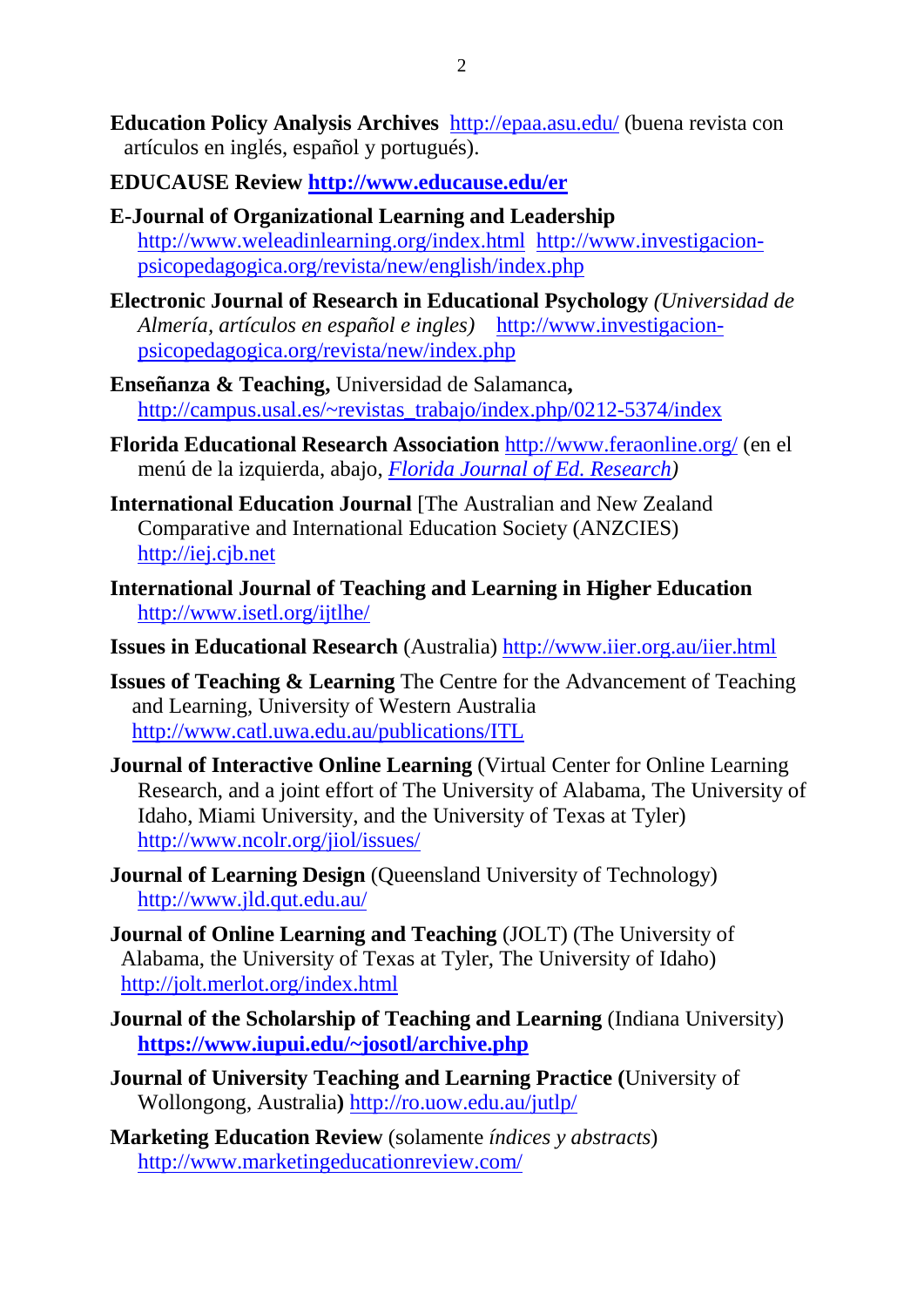**Education Policy Analysis Archives** http://epaa.asu.edu/ (buena revista con artículos en inglés, español y portugués).

**EDUCAUSE Review** **http://www.educause.edu/er**

**E-Journal of Organizational Learning and Leadership** http://www.weleadinlearning.org/index.html http://www.investigacion-psicopedagogica.org/revista/new/english/index.php

**Electronic Journal of Research in Educational Psychology** *(Universidad de Almería, artículos en español e ingles)* http://www.investigacion-psicopedagogica.org/revista/new/index.php

**Enseñanza & Teaching,** Universidad de Salamanca**,** http://campus.usal.es/~revistas_trabajo/index.php/0212-5374/index

**Florida Educational Research Association** http://www.feraonline.org/ (en el menú de la izquierda, abajo, *Florida Journal of Ed. Research)*

**International Education Journal** [The Australian and New Zealand Comparative and International Education Society (ANZCIES) http://iej.cjb.net

**International Journal of Teaching and Learning in Higher Education** http://www.isetl.org/ijtlhe/

**Issues in Educational Research** (Australia) http://www.iier.org.au/iier.html

**Issues of Teaching & Learning** The Centre for the Advancement of Teaching and Learning, University of Western Australia http://www.catl.uwa.edu.au/publications/ITL

**Journal of Interactive Online Learning** (Virtual Center for Online Learning Research, and a joint effort of The University of Alabama, The University of Idaho, Miami University, and the University of Texas at Tyler) http://www.ncolr.org/jiol/issues/

**Journal of Learning Design** (Queensland University of Technology) http://www.jld.qut.edu.au/

**Journal of Online Learning and Teaching** (JOLT) (The University of Alabama, the University of Texas at Tyler, The University of Idaho) http://jolt.merlot.org/index.html

**Journal of the Scholarship of Teaching and Learning** (Indiana University) **https://www.iupui.edu/~josotl/archive.php**

**Journal of University Teaching and Learning Practice (**University of Wollongong, Australia**)** http://ro.uow.edu.au/jutlp/

**Marketing Education Review** (solamente *índices y abstracts*) http://www.marketingeducationreview.com/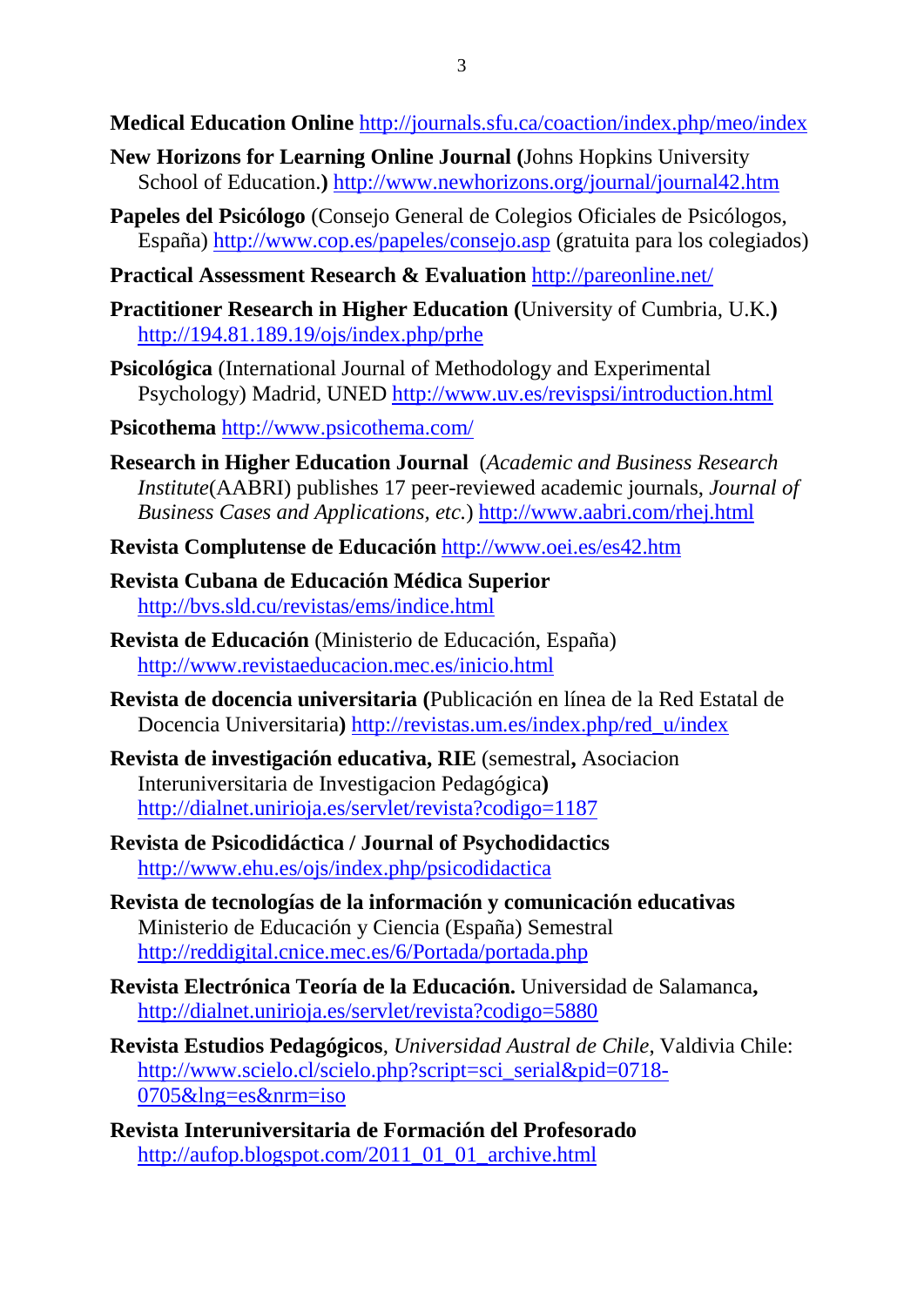**Medical Education Online** http://journals.sfu.ca/coaction/index.php/meo/index

**New Horizons for Learning Online Journal (**Johns Hopkins University School of Education.**)** http://www.newhorizons.org/journal/journal42.htm

**Papeles del Psicólogo** (Consejo General de Colegios Oficiales de Psicólogos, España) http://www.cop.es/papeles/consejo.asp (gratuita para los colegiados)

**Practical Assessment Research & Evaluation** http://pareonline.net/

**Practitioner Research in Higher Education (**University of Cumbria, U.K.**)** http://194.81.189.19/ojs/index.php/prhe

**Psicológica** (International Journal of Methodology and Experimental Psychology) Madrid, UNED http://www.uv.es/revispsi/introduction.html

**Psicothema** http://www.psicothema.com/

**Research in Higher Education Journal** (*Academic and Business Research Institute*(AABRI) publishes 17 peer-reviewed academic journals, *Journal of Business Cases and Applications, etc.*) http://www.aabri.com/rhej.html

**Revista Complutense de Educación** http://www.oei.es/es42.htm

**Revista Cubana de Educación Médica Superior** http://bvs.sld.cu/revistas/ems/indice.html

**Revista de Educación** (Ministerio de Educación, España) http://www.revistaeducacion.mec.es/inicio.html

**Revista de docencia universitaria (**Publicación en línea de la Red Estatal de Docencia Universitaria**)** http://revistas.um.es/index.php/red_u/index

**Revista de investigación educativa, RIE** (semestral**,** Asociacion Interuniversitaria de Investigacion Pedagógica**)** http://dialnet.unirioja.es/servlet/revista?codigo=1187

**Revista de Psicodidáctica / Journal of Psychodidactics** http://www.ehu.es/ojs/index.php/psicodidactica

**Revista de tecnologías de la información y comunicación educativas** Ministerio de Educación y Ciencia (España) Semestral http://reddigital.cnice.mec.es/6/Portada/portada.php

**Revista Electrónica Teoría de la Educación.** Universidad de Salamanca**,** http://dialnet.unirioja.es/servlet/revista?codigo=5880

**Revista Estudios Pedagógicos**, *Universidad Austral de Chile*, Valdivia Chile: http://www.scielo.cl/scielo.php?script=sci_serial&pid=0718-0705&lng=es&nrm=iso

**Revista Interuniversitaria de Formación del Profesorado** http://aufop.blogspot.com/2011_01_01_archive.html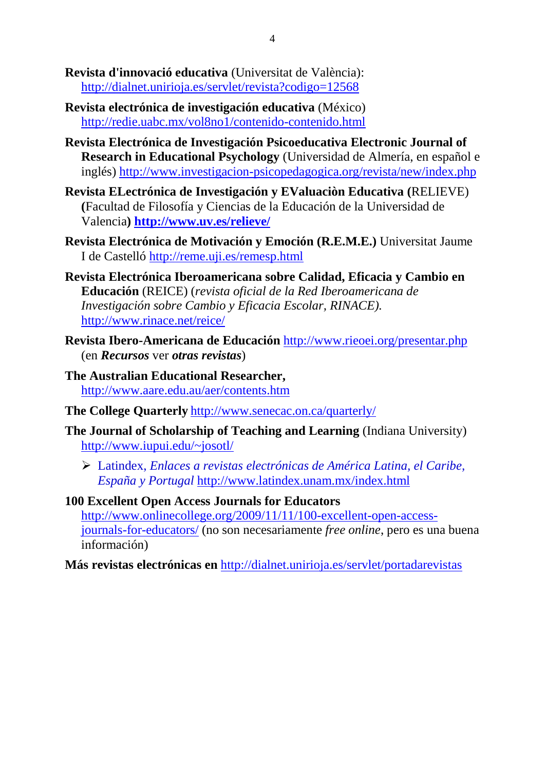**Revista d'innovació educativa** (Universitat de València): http://dialnet.unirioja.es/servlet/revista?codigo=12568

**Revista electrónica de investigación educativa** (México) http://redie.uabc.mx/vol8no1/contenido-contenido.html

**Revista Electrónica de Investigación Psicoeducativa Electronic Journal of Research in Educational Psychology** (Universidad de Almería, en español e inglés) http://www.investigacion-psicopedagogica.org/revista/new/index.php

**Revista ELectrónica de Investigación y EValuaciòn Educativa (**RELIEVE) **(**Facultad de Filosofía y Ciencias de la Educación de la Universidad de Valencia**)** **http://www.uv.es/relieve/**

**Revista Electrónica de Motivación y Emoción (R.E.M.E.)** Universitat Jaume I de Castelló http://reme.uji.es/remesp.html

**Revista Electrónica Iberoamericana sobre Calidad, Eficacia y Cambio en Educación** (REICE) (*revista oficial de la Red Iberoamericana de Investigación sobre Cambio y Eficacia Escolar, RINACE).* http://www.rinace.net/reice/

**Revista Ibero-Americana de Educación** http://www.rieoei.org/presentar.php (en ***Recursos*** ver ***otras revistas***)

**The Australian Educational Researcher,** http://www.aare.edu.au/aer/contents.htm

**The College Quarterly** http://www.senecac.on.ca/quarterly/

**The Journal of Scholarship of Teaching and Learning** (Indiana University) http://www.iupui.edu/~josotl/

- Latindex, *Enlaces a revistas electrónicas de América Latina, el Caribe, España y Portugal* http://www.latindex.unam.mx/index.html

**100 Excellent Open Access Journals for Educators** http://www.onlinecollege.org/2009/11/11/100-excellent-open-access-journals-for-educators/ (no son necesariamente *free online*, pero es una buena información)

**Más revistas electrónicas en** http://dialnet.unirioja.es/servlet/portadarevistas